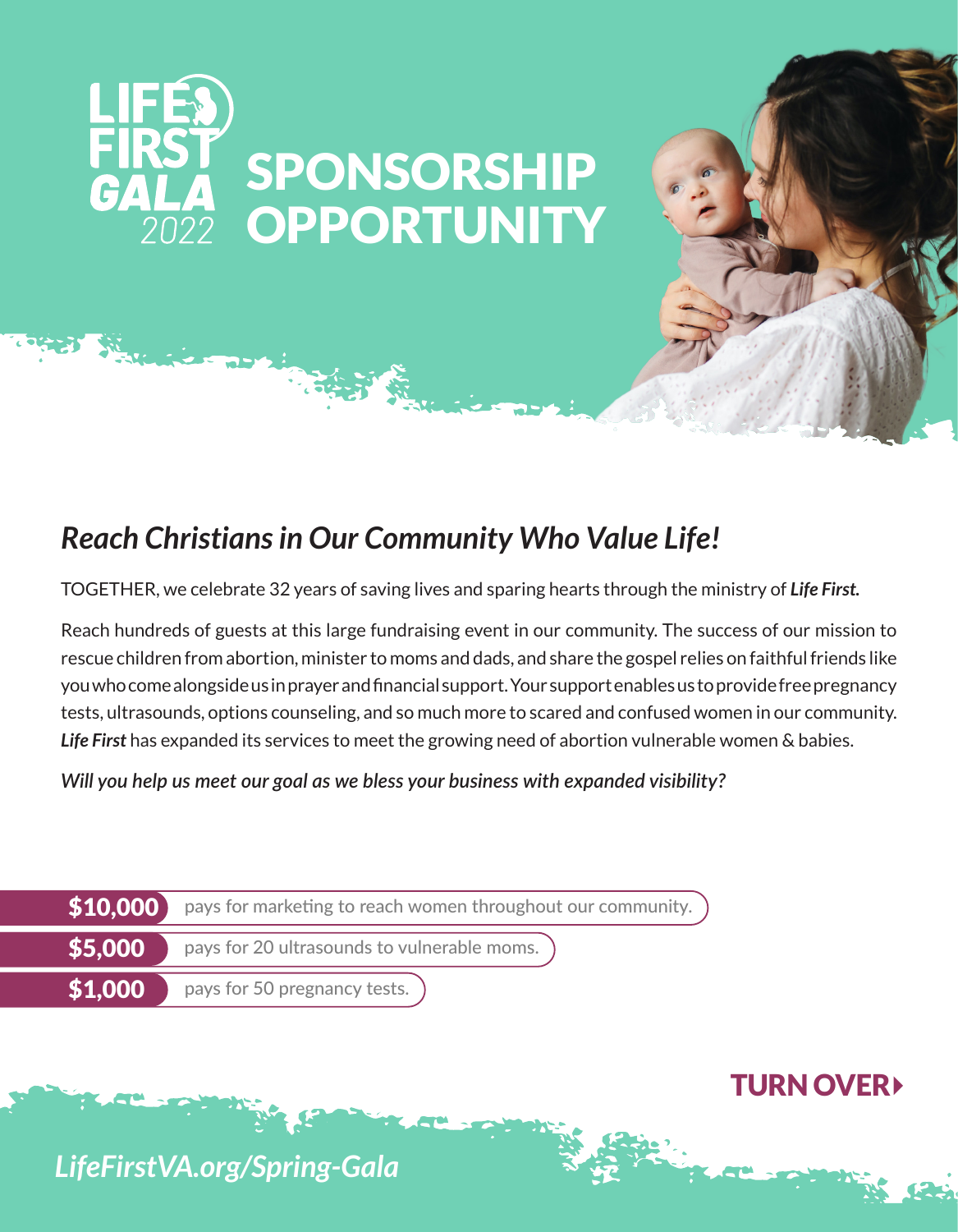# LIFE FIRST GALA 2022

# SPONSORSHIP OPPORTUNITY

## *Reach Christians in Our Community Who Value Life!*

TOGETHER, we celebrate 32 years of saving lives and sparing hearts through the ministry of ***Life First.***

Reach hundreds of guests at this large fundraising event in our community. The success of our mission to rescue children from abortion, minister to moms and dads, and share the gospel relies on faithful friends like you who come alongside us in prayer and financial support. Your support enables us to provide free pregnancy tests, ultrasounds, options counseling, and so much more to scared and confused women in our community. ***Life First*** has expanded its services to meet the growing need of abortion vulnerable women & babies.

***Will you help us meet our goal as we bless your business with expanded visibility?***

- **$10,000** pays for marketing to reach women throughout our community.
- **$5,000** pays for 20 ultrasounds to vulnerable moms.
- **$1,000** pays for 50 pregnancy tests.

**TURN OVER**

***LifeFirstVA.org/Spring-Gala***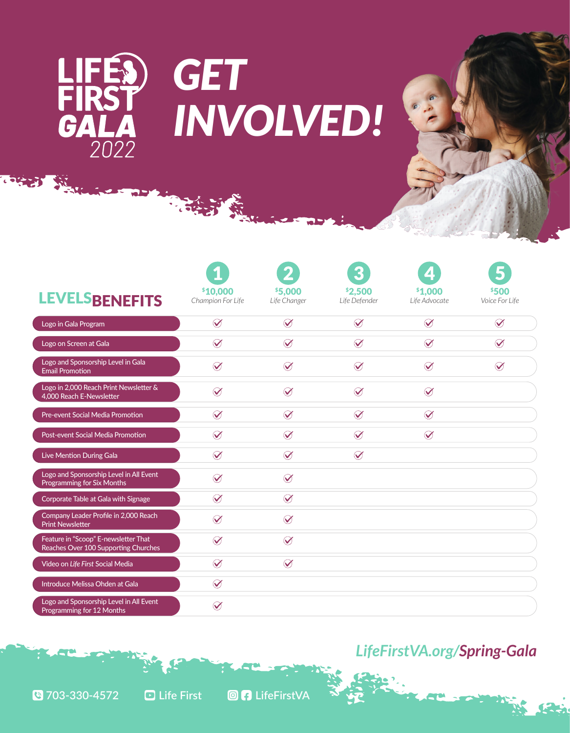# LIFE FIRST GALA 2022

# GET INVOLVED!

| LEVELS BENEFITS | 1 $10,000 Champion For Life | 2 $5,000 Life Changer | 3 $2,500 Life Defender | 4 $1,000 Life Advocate | 5 $500 Voice For Life |
|---|---|---|---|---|---|
| Logo in Gala Program | ✓ | ✓ | ✓ | ✓ | ✓ |
| Logo on Screen at Gala | ✓ | ✓ | ✓ | ✓ | ✓ |
| Logo and Sponsorship Level in Gala Email Promotion | ✓ | ✓ | ✓ | ✓ | ✓ |
| Logo in 2,000 Reach Print Newsletter & 4,000 Reach E-Newsletter | ✓ | ✓ | ✓ | ✓ | |
| Pre-event Social Media Promotion | ✓ | ✓ | ✓ | ✓ | |
| Post-event Social Media Promotion | ✓ | ✓ | ✓ | ✓ | |
| Live Mention During Gala | ✓ | ✓ | ✓ | | |
| Logo and Sponsorship Level in All Event Programming for Six Months | ✓ | ✓ | | | |
| Corporate Table at Gala with Signage | ✓ | ✓ | | | |
| Company Leader Profile in 2,000 Reach Print Newsletter | ✓ | ✓ | | | |
| Feature in "Scoop" E-newsletter That Reaches Over 100 Supporting Churches | ✓ | ✓ | | | |
| Video on *Life First* Social Media | ✓ | ✓ | | | |
| Introduce Melissa Ohden at Gala | ✓ | | | | |
| Logo and Sponsorship Level in All Event Programming for 12 Months | ✓ | | | | |

**LifeFirstVA.org/Spring-Gala**

703-330-4572 Life First LifeFirstVA